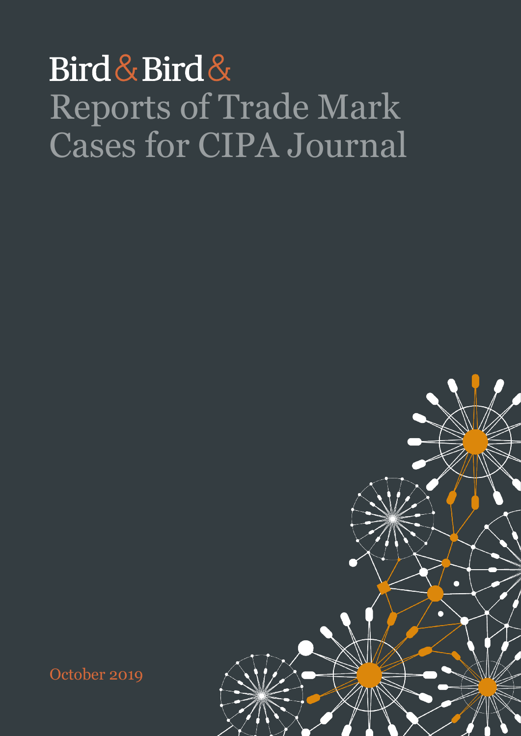Bird & Bird &

# Reports of Trade Mark Cases for CIPA Journal

October 2019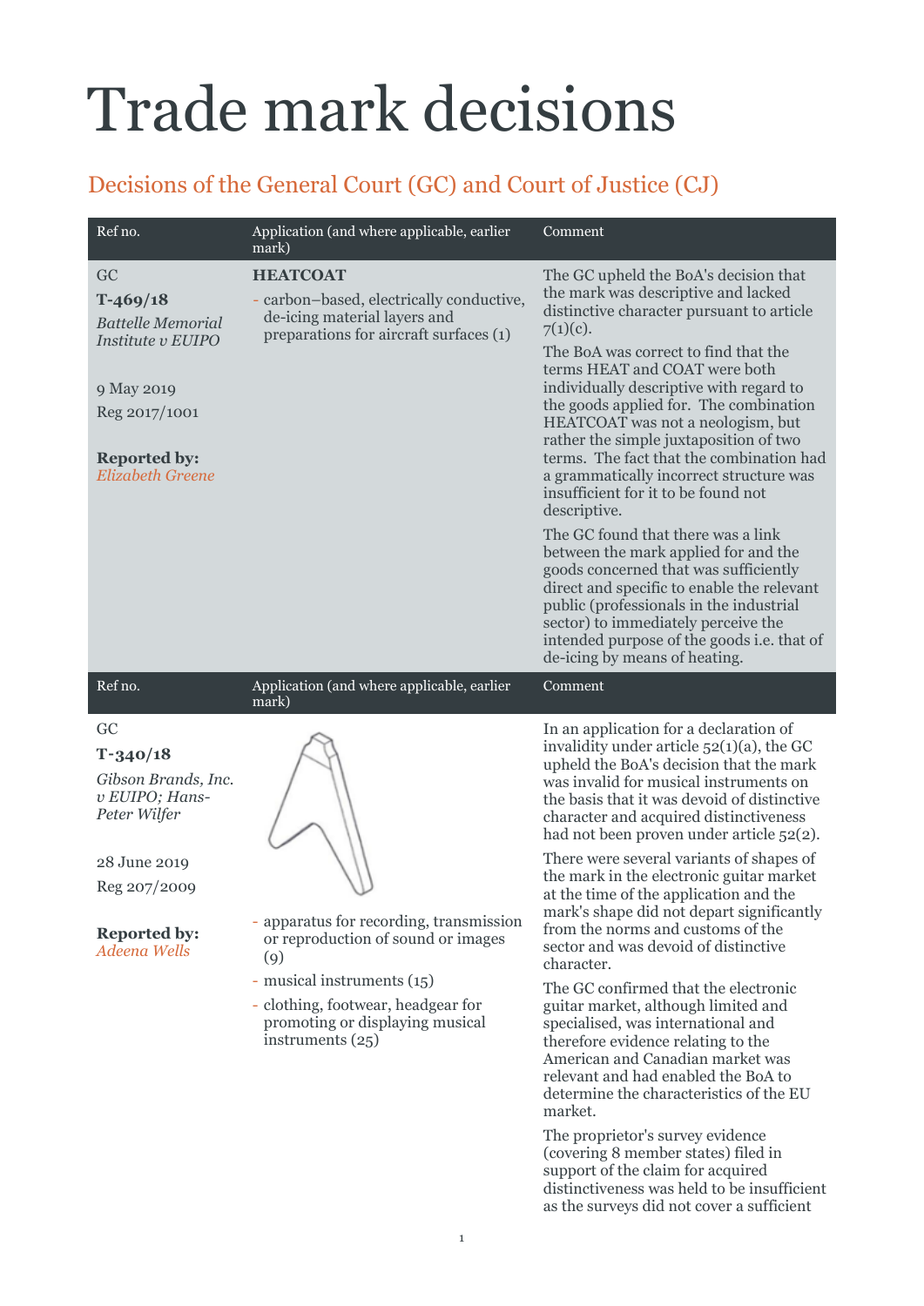# Trade mark decisions

## Decisions of the General Court (GC) and Court of Justice (CJ)

| Ref no. | Application (and where applicable, earlier mark) | Comment |
|---|---|---|
| GC<br>**T-469/18**<br>*Battelle Memorial Institute v EUIPO*<br><br>9 May 2019<br>Reg 2017/1001<br><br>**Reported by:**<br>*Elizabeth Greene* | **HEATCOAT**<br>- carbon–based, electrically conductive, de-icing material layers and preparations for aircraft surfaces (1) | The GC upheld the BoA's decision that the mark was descriptive and lacked distinctive character pursuant to article 7(1)(c).<br><br>The BoA was correct to find that the terms HEAT and COAT were both individually descriptive with regard to the goods applied for. The combination HEATCOAT was not a neologism, but rather the simple juxtaposition of two terms. The fact that the combination had a grammatically incorrect structure was insufficient for it to be found not descriptive.<br><br>The GC found that there was a link between the mark applied for and the goods concerned that was sufficiently direct and specific to enable the relevant public (professionals in the industrial sector) to immediately perceive the intended purpose of the goods i.e. that of de-icing by means of heating. |

| Ref no. | Application (and where applicable, earlier mark) | Comment |
|---|---|---|
| GC<br>**T-340/18**<br>*Gibson Brands, Inc. v EUIPO; Hans-Peter Wilfer*<br><br>28 June 2019<br>Reg 207/2009<br><br>**Reported by:**<br>*Adeena Wells* | - apparatus for recording, transmission or reproduction of sound or images (9)<br>- musical instruments (15)<br>- clothing, footwear, headgear for promoting or displaying musical instruments (25) | In an application for a declaration of invalidity under article 52(1)(a), the GC upheld the BoA's decision that the mark was invalid for musical instruments on the basis that it was devoid of distinctive character and acquired distinctiveness had not been proven under article 52(2).<br><br>There were several variants of shapes of the mark in the electronic guitar market at the time of the application and the mark's shape did not depart significantly from the norms and customs of the sector and was devoid of distinctive character.<br><br>The GC confirmed that the electronic guitar market, although limited and specialised, was international and therefore evidence relating to the American and Canadian market was relevant and had enabled the BoA to determine the characteristics of the EU market.<br><br>The proprietor's survey evidence (covering 8 member states) filed in support of the claim for acquired distinctiveness was held to be insufficient as the surveys did not cover a sufficient |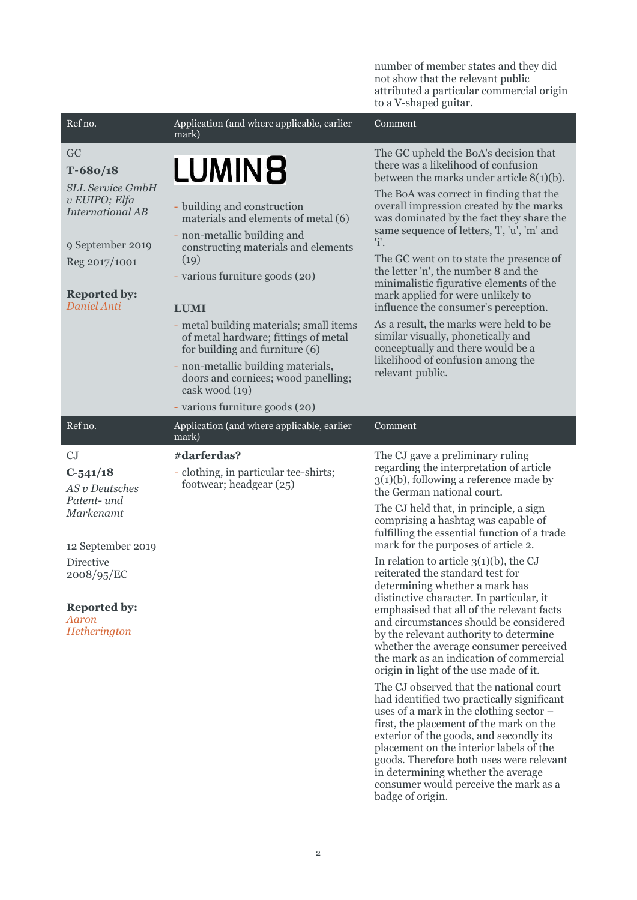number of member states and they did not show that the relevant public attributed a particular commercial origin to a V-shaped guitar.

| Ref no. | Application (and where applicable, earlier mark) | Comment |
|---|---|---|
| GC<br>**T-680/18**<br>*SLL Service GmbH v EUIPO; Elfa International AB*<br><br>9 September 2019<br>Reg 2017/1001<br><br>**Reported by:**<br>*Daniel Anti* | **LUMIN8**<br>- building and construction materials and elements of metal (6)<br>- non-metallic building and constructing materials and elements (19)<br>- various furniture goods (20)<br><br>**LUMI**<br>- metal building materials; small items of metal hardware; fittings of metal for building and furniture (6)<br>- non-metallic building materials, doors and cornices; wood panelling; cask wood (19)<br>- various furniture goods (20) | The GC upheld the BoA's decision that there was a likelihood of confusion between the marks under article 8(1)(b).<br><br>The BoA was correct in finding that the overall impression created by the marks was dominated by the fact they share the same sequence of letters, 'l', 'u', 'm' and 'i'.<br><br>The GC went on to state the presence of the letter 'n', the number 8 and the minimalistic figurative elements of the mark applied for were unlikely to influence the consumer's perception.<br><br>As a result, the marks were held to be similar visually, phonetically and conceptually and there would be a likelihood of confusion among the relevant public. |
| CJ<br>**C-541/18**<br>*AS v Deutsches Patent- und Markenamt*<br><br>12 September 2019<br>Directive 2008/95/EC<br><br>**Reported by:**<br>*Aaron Hetherington* | **#darferdas?**<br>- clothing, in particular tee-shirts; footwear; headgear (25) | The CJ gave a preliminary ruling regarding the interpretation of article 3(1)(b), following a reference made by the German national court.<br><br>The CJ held that, in principle, a sign comprising a hashtag was capable of fulfilling the essential function of a trade mark for the purposes of article 2.<br><br>In relation to article 3(1)(b), the CJ reiterated the standard test for determining whether a mark has distinctive character. In particular, it emphasised that all of the relevant facts and circumstances should be considered by the relevant authority to determine whether the average consumer perceived the mark as an indication of commercial origin in light of the use made of it.<br><br>The CJ observed that the national court had identified two practically significant uses of a mark in the clothing sector – first, the placement of the mark on the exterior of the goods, and secondly its placement on the interior labels of the goods. Therefore both uses were relevant in determining whether the average consumer would perceive the mark as a badge of origin. |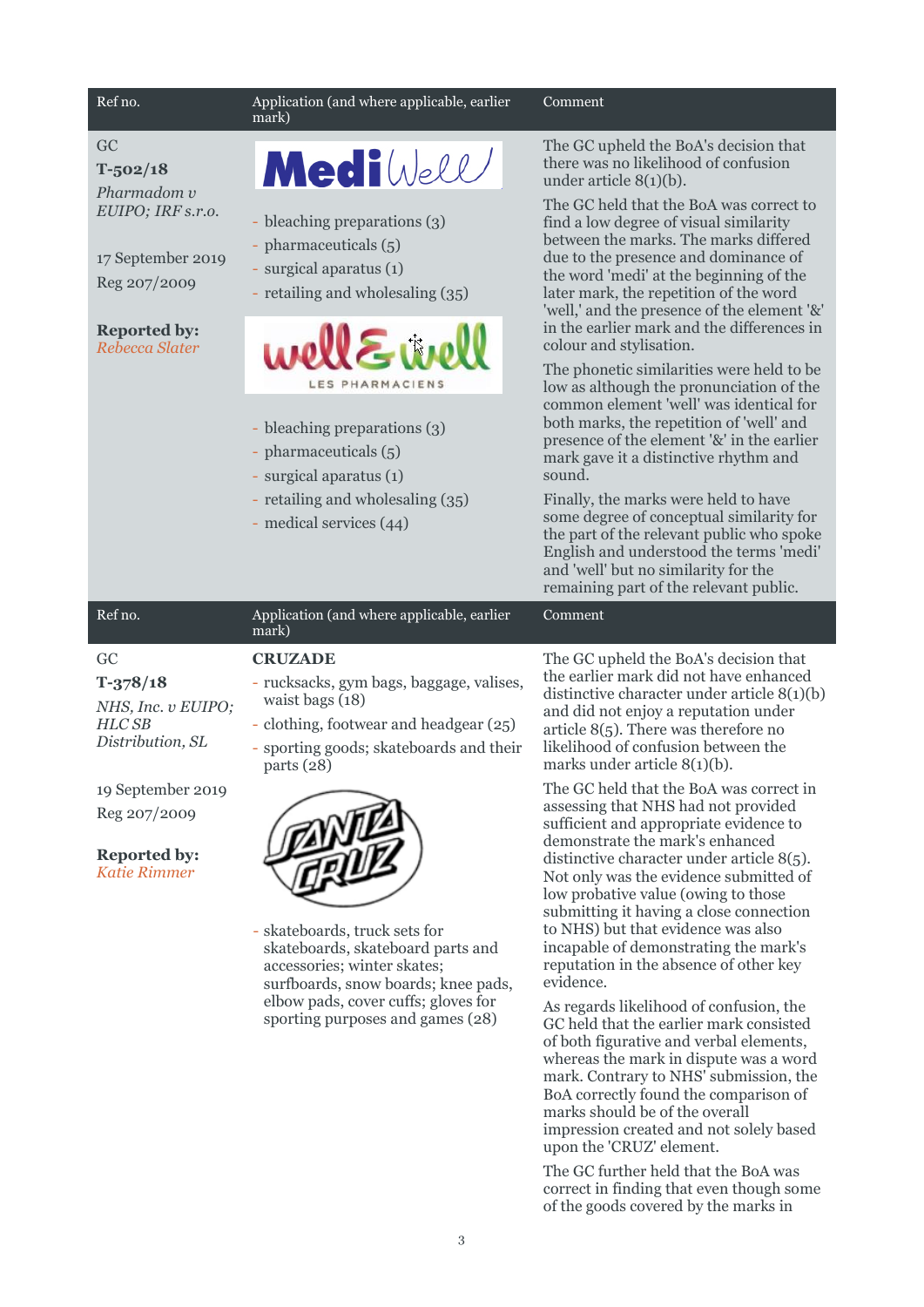| Ref no. | Application (and where applicable, earlier mark) | Comment |
|---|---|---|
| GC<br>**T-502/18**<br>*Pharmadom v EUIPO; IRF s.r.o.*<br><br>17 September 2019<br>Reg 207/2009<br><br>**Reported by:** *Rebecca Slater* | MediWell<br><br>- bleaching preparations (3)<br>- pharmaceuticals (5)<br>- surgical aparatus (1)<br>- retailing and wholesaling (35)<br><br>well & well LES PHARMACIENS<br><br>- bleaching preparations (3)<br>- pharmaceuticals (5)<br>- surgical aparatus (1)<br>- retailing and wholesaling (35)<br>- medical services (44) | The GC upheld the BoA's decision that there was no likelihood of confusion under article 8(1)(b).<br><br>The GC held that the BoA was correct to find a low degree of visual similarity between the marks. The marks differed due to the presence and dominance of the word 'medi' at the beginning of the later mark, the repetition of the word 'well,' and the presence of the element '&' in the earlier mark and the differences in colour and stylisation.<br><br>The phonetic similarities were held to be low as although the pronunciation of the common element 'well' was identical for both marks, the repetition of 'well' and presence of the element '&' in the earlier mark gave it a distinctive rhythm and sound.<br><br>Finally, the marks were held to have some degree of conceptual similarity for the part of the relevant public who spoke English and understood the terms 'medi' and 'well' but no similarity for the remaining part of the relevant public. |

| Ref no. | Application (and where applicable, earlier mark) | Comment |
|---|---|---|
| GC<br>**T-378/18**<br>*NHS, Inc. v EUIPO; HLC SB Distribution, SL*<br><br>19 September 2019<br>Reg 207/2009<br><br>**Reported by:** *Katie Rimmer* | **CRUZADE**<br>- rucksacks, gym bags, baggage, valises, waist bags (18)<br>- clothing, footwear and headgear (25)<br>- sporting goods; skateboards and their parts (28)<br><br>SANTA CRUZ<br><br>- skateboards, truck sets for skateboards, skateboard parts and accessories; winter skates; surfboards, snow boards; knee pads, elbow pads, cover cuffs; gloves for sporting purposes and games (28) | The GC upheld the BoA's decision that the earlier mark did not have enhanced distinctive character under article 8(1)(b) and did not enjoy a reputation under article 8(5). There was therefore no likelihood of confusion between the marks under article 8(1)(b).<br><br>The GC held that the BoA was correct in assessing that NHS had not provided sufficient and appropriate evidence to demonstrate the mark's enhanced distinctive character under article 8(5). Not only was the evidence submitted of low probative value (owing to those submitting it having a close connection to NHS) but that evidence was also incapable of demonstrating the mark's reputation in the absence of other key evidence.<br><br>As regards likelihood of confusion, the GC held that the earlier mark consisted of both figurative and verbal elements, whereas the mark in dispute was a word mark. Contrary to NHS' submission, the BoA correctly found the comparison of marks should be of the overall impression created and not solely based upon the 'CRUZ' element.<br><br>The GC further held that the BoA was correct in finding that even though some of the goods covered by the marks in |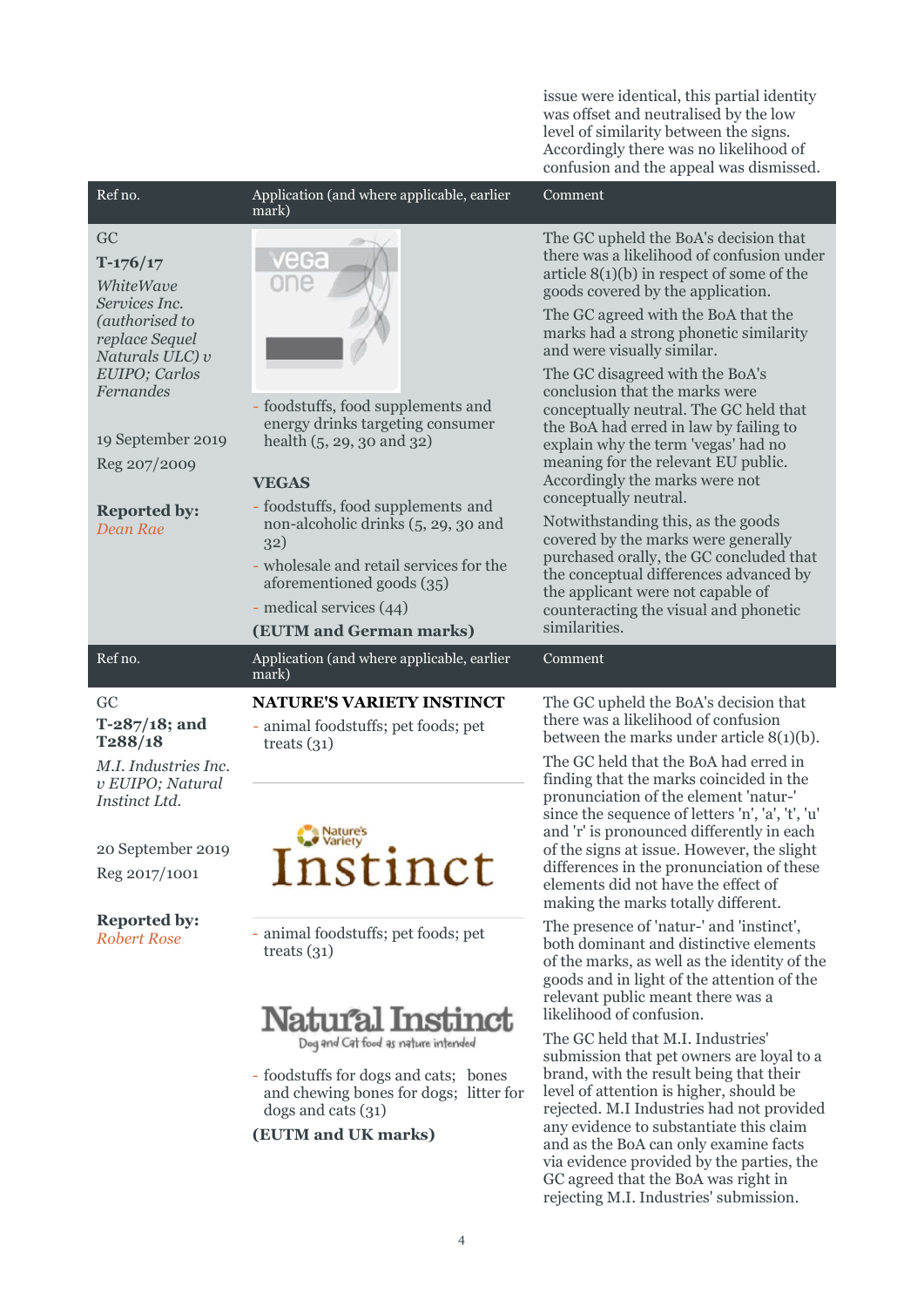issue were identical, this partial identity was offset and neutralised by the low level of similarity between the signs. Accordingly there was no likelihood of confusion and the appeal was dismissed.

| Ref no. | Application (and where applicable, earlier mark) | Comment |
| --- | --- | --- |
| GC<br>**T-176/17**<br>*WhiteWave Services Inc. (authorised to replace Sequel Naturals ULC) v EUIPO; Carlos Fernandes*<br><br>19 September 2019<br>Reg 207/2009<br><br>**Reported by:** *Dean Rae* | vega one<br>- foodstuffs, food supplements and energy drinks targeting consumer health (5, 29, 30 and 32)<br><br>**VEGAS**<br>- foodstuffs, food supplements and non-alcoholic drinks (5, 29, 30 and 32)<br>- wholesale and retail services for the aforementioned goods (35)<br>- medical services (44)<br>**(EUTM and German marks)** | The GC upheld the BoA's decision that there was a likelihood of confusion under article 8(1)(b) in respect of some of the goods covered by the application.<br><br>The GC agreed with the BoA that the marks had a strong phonetic similarity and were visually similar.<br><br>The GC disagreed with the BoA's conclusion that the marks were conceptually neutral. The GC held that the BoA had erred in law by failing to explain why the term 'vegas' had no meaning for the relevant EU public. Accordingly the marks were not conceptually neutral.<br><br>Notwithstanding this, as the goods covered by the marks were generally purchased orally, the GC concluded that the conceptual differences advanced by the applicant were not capable of counteracting the visual and phonetic similarities. |
| GC<br>**T-287/18; and T288/18**<br>*M.I. Industries Inc. v EUIPO; Natural Instinct Ltd.*<br><br>20 September 2019<br>Reg 2017/1001<br><br>**Reported by:** *Robert Rose* | **NATURE'S VARIETY INSTINCT**<br>- animal foodstuffs; pet foods; pet treats (31)<br><br>Nature's Variety Instinct<br>- animal foodstuffs; pet foods; pet treats (31)<br><br>Natural Instinct<br>Dog and Cat food as nature intended<br>- foodstuffs for dogs and cats; bones and chewing bones for dogs; litter for dogs and cats (31)<br>**(EUTM and UK marks)** | The GC upheld the BoA's decision that there was a likelihood of confusion between the marks under article 8(1)(b).<br><br>The GC held that the BoA had erred in finding that the marks coincided in the pronunciation of the element 'natur-' since the sequence of letters 'n', 'a', 't', 'u' and 'r' is pronounced differently in each of the signs at issue. However, the slight differences in the pronunciation of these elements did not have the effect of making the marks totally different.<br><br>The presence of 'natur-' and 'instinct', both dominant and distinctive elements of the marks, as well as the identity of the goods and in light of the attention of the relevant public meant there was a likelihood of confusion.<br><br>The GC held that M.I. Industries' submission that pet owners are loyal to a brand, with the result being that their level of attention is higher, should be rejected. M.I Industries had not provided any evidence to substantiate this claim and as the BoA can only examine facts via evidence provided by the parties, the GC agreed that the BoA was right in rejecting M.I. Industries' submission. |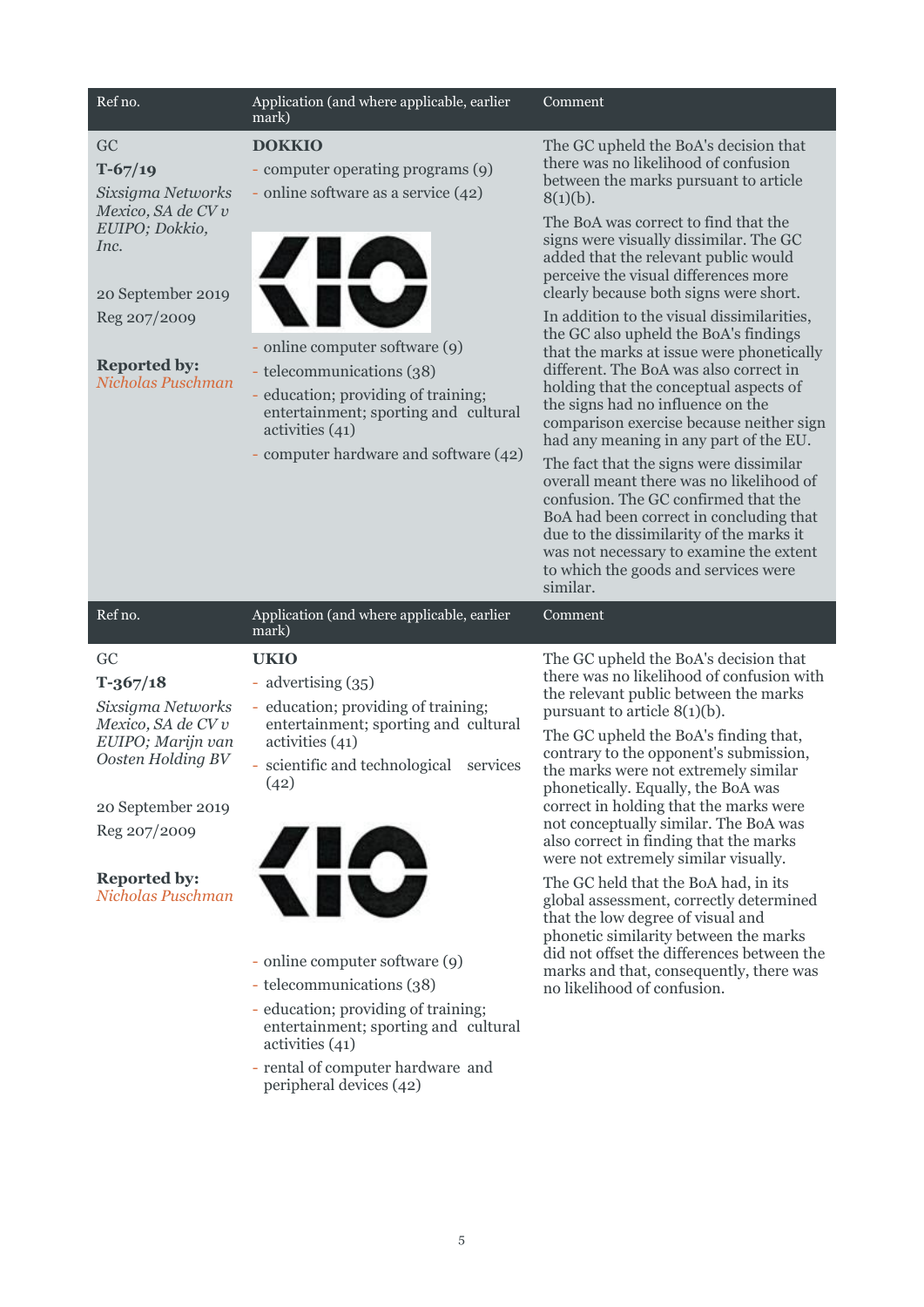| Ref no. | Application (and where applicable, earlier mark) | Comment |
|---|---|---|
| GC<br>**T-67/19**<br>*Sixsigma Networks Mexico, SA de CV v EUIPO; Dokkio, Inc.*<br><br>20 September 2019<br>Reg 207/2009<br><br>**Reported by:** *Nicholas Puschman* | **DOKKIO**<br>- computer operating programs (9)<br>- online software as a service (42)<br><br>- online computer software (9)<br>- telecommunications (38)<br>- education; providing of training; entertainment; sporting and cultural activities (41)<br>- computer hardware and software (42) | The GC upheld the BoA's decision that there was no likelihood of confusion between the marks pursuant to article 8(1)(b).<br><br>The BoA was correct to find that the signs were visually dissimilar. The GC added that the relevant public would perceive the visual differences more clearly because both signs were short.<br><br>In addition to the visual dissimilarities, the GC also upheld the BoA's findings that the marks at issue were phonetically different. The BoA was also correct in holding that the conceptual aspects of the signs had no influence on the comparison exercise because neither sign had any meaning in any part of the EU.<br><br>The fact that the signs were dissimilar overall meant there was no likelihood of confusion. The GC confirmed that the BoA had been correct in concluding that due to the dissimilarity of the marks it was not necessary to examine the extent to which the goods and services were similar. |
| GC<br>**T-367/18**<br>*Sixsigma Networks Mexico, SA de CV v EUIPO; Marijn van Oosten Holding BV*<br><br>20 September 2019<br>Reg 207/2009<br><br>**Reported by:** *Nicholas Puschman* | **UKIO**<br>- advertising (35)<br>- education; providing of training; entertainment; sporting and cultural activities (41)<br>- scientific and technological services (42)<br><br>- online computer software (9)<br>- telecommunications (38)<br>- education; providing of training; entertainment; sporting and cultural activities (41)<br>- rental of computer hardware and peripheral devices (42) | The GC upheld the BoA's decision that there was no likelihood of confusion with the relevant public between the marks pursuant to article 8(1)(b).<br><br>The GC upheld the BoA's finding that, contrary to the opponent's submission, the marks were not extremely similar phonetically. Equally, the BoA was correct in holding that the marks were not conceptually similar. The BoA was also correct in finding that the marks were not extremely similar visually.<br><br>The GC held that the BoA had, in its global assessment, correctly determined that the low degree of visual and phonetic similarity between the marks did not offset the differences between the marks and that, consequently, there was no likelihood of confusion. |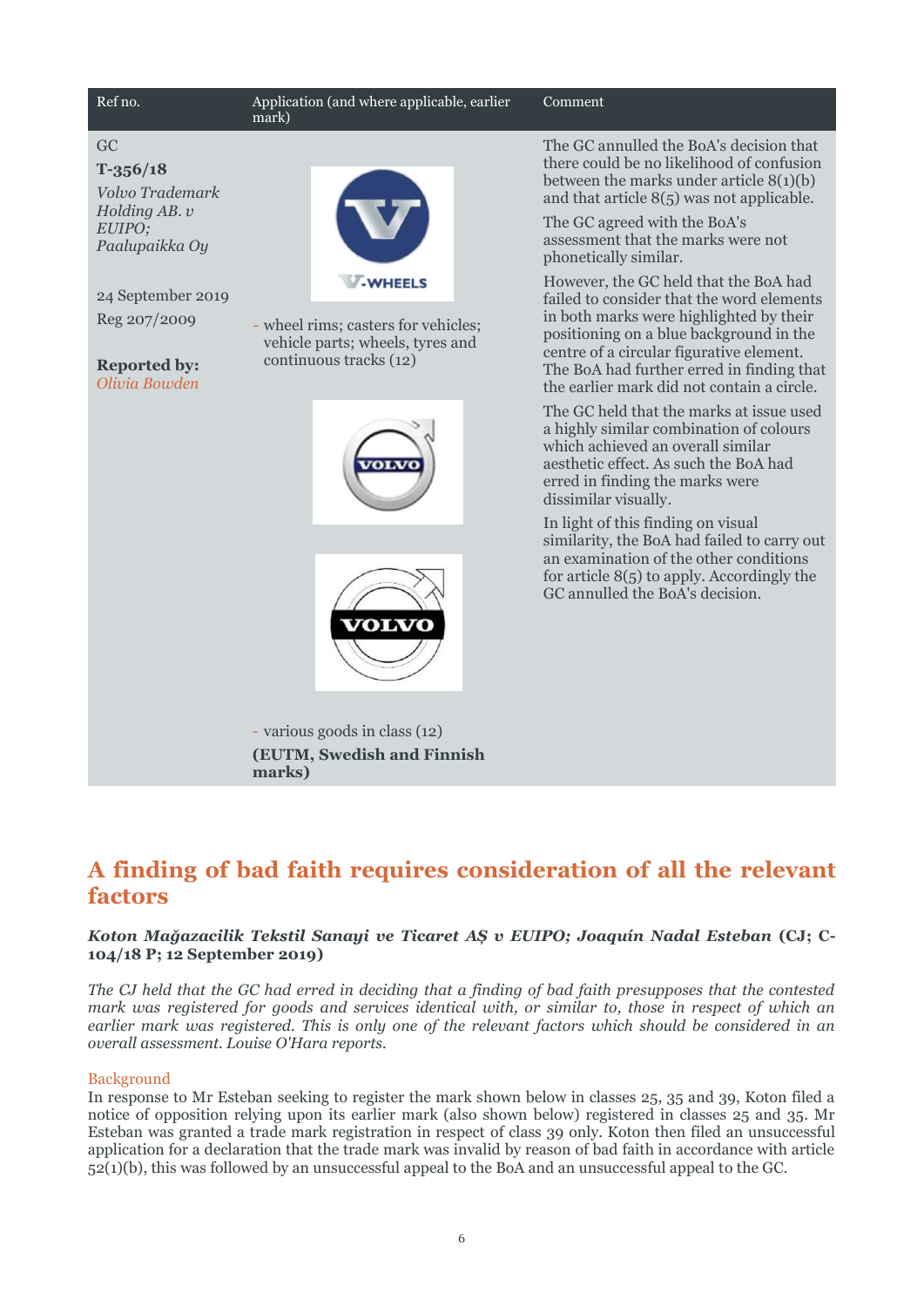| Ref no. | Application (and where applicable, earlier mark) | Comment |
|---|---|---|
| GC<br>**T-356/18**<br>*Volvo Trademark Holding AB. v EUIPO; Paalupaikka Oy*<br><br>24 September 2019<br>Reg 207/2009<br><br>**Reported by:** *Olivia Bowden* | - wheel rims; casters for vehicles; vehicle parts; wheels, tyres and continuous tracks (12)<br><br>- various goods in class (12)<br>**(EUTM, Swedish and Finnish marks)** | The GC annulled the BoA's decision that there could be no likelihood of confusion between the marks under article 8(1)(b) and that article 8(5) was not applicable.<br><br>The GC agreed with the BoA's assessment that the marks were not phonetically similar.<br><br>However, the GC held that the BoA had failed to consider that the word elements in both marks were highlighted by their positioning on a blue background in the centre of a circular figurative element. The BoA had further erred in finding that the earlier mark did not contain a circle.<br><br>The GC held that the marks at issue used a highly similar combination of colours which achieved an overall similar aesthetic effect. As such the BoA had erred in finding the marks were dissimilar visually.<br><br>In light of this finding on visual similarity, the BoA had failed to carry out an examination of the other conditions for article 8(5) to apply. Accordingly the GC annulled the BoA's decision. |

## A finding of bad faith requires consideration of all the relevant factors

***Koton Mağazacilik Tekstil Sanayi ve Ticaret AŞ v EUIPO; Joaquín Nadal Esteban*** **(CJ; C-104/18 P; 12 September 2019)**

*The CJ held that the GC had erred in deciding that a finding of bad faith presupposes that the contested mark was registered for goods and services identical with, or similar to, those in respect of which an earlier mark was registered. This is only one of the relevant factors which should be considered in an overall assessment. Louise O'Hara reports.*

### Background

In response to Mr Esteban seeking to register the mark shown below in classes 25, 35 and 39, Koton filed a notice of opposition relying upon its earlier mark (also shown below) registered in classes 25 and 35. Mr Esteban was granted a trade mark registration in respect of class 39 only. Koton then filed an unsuccessful application for a declaration that the trade mark was invalid by reason of bad faith in accordance with article 52(1)(b), this was followed by an unsuccessful appeal to the BoA and an unsuccessful appeal to the GC.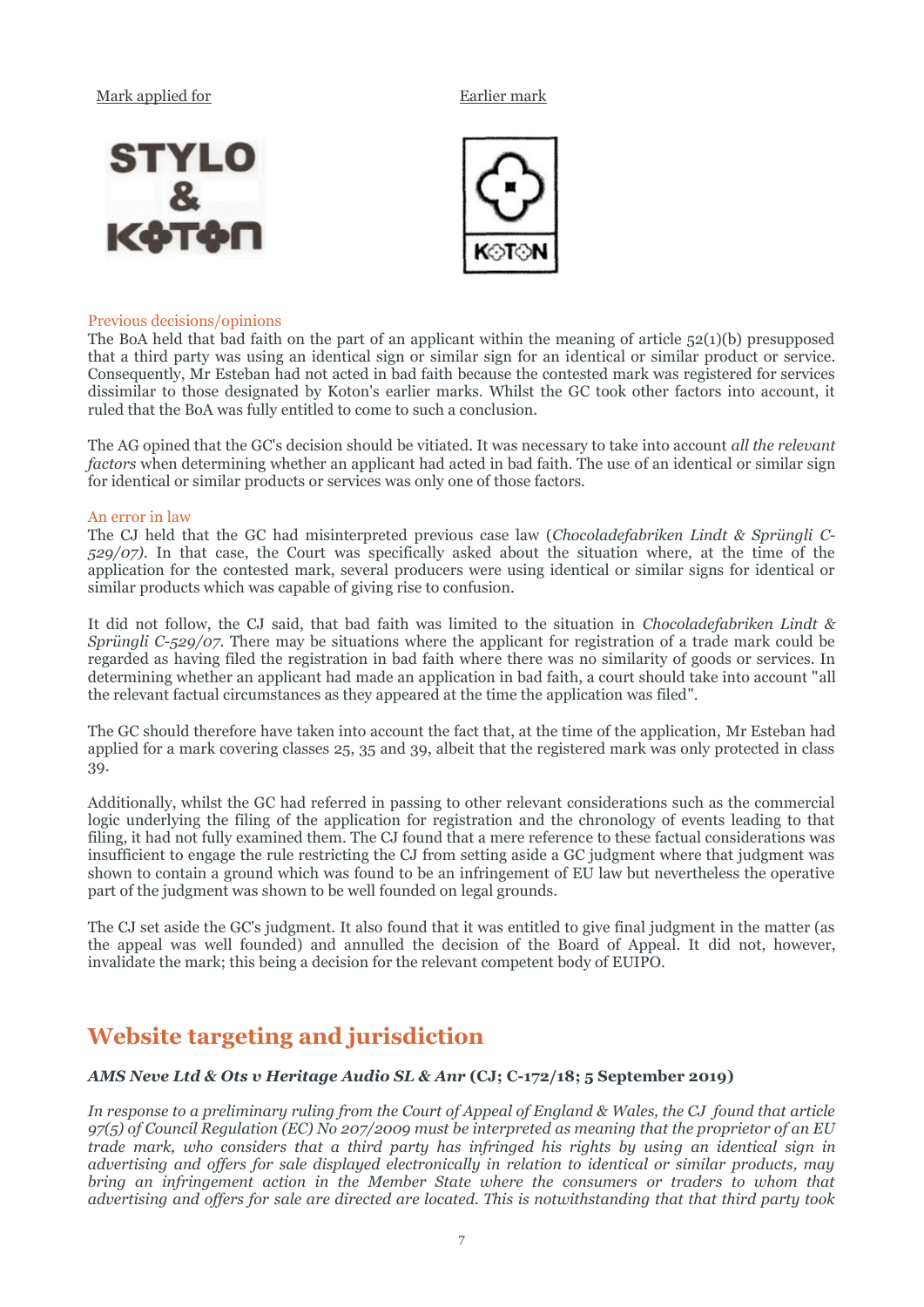Mark applied for

Earlier mark

Previous decisions/opinions

The BoA held that bad faith on the part of an applicant within the meaning of article 52(1)(b) presupposed that a third party was using an identical sign or similar sign for an identical or similar product or service. Consequently, Mr Esteban had not acted in bad faith because the contested mark was registered for services dissimilar to those designated by Koton's earlier marks. Whilst the GC took other factors into account, it ruled that the BoA was fully entitled to come to such a conclusion.

The AG opined that the GC's decision should be vitiated. It was necessary to take into account *all the relevant factors* when determining whether an applicant had acted in bad faith. The use of an identical or similar sign for identical or similar products or services was only one of those factors.

An error in law

The CJ held that the GC had misinterpreted previous case law (*Chocoladefabriken Lindt & Sprüngli C-529/07).* In that case, the Court was specifically asked about the situation where, at the time of the application for the contested mark, several producers were using identical or similar signs for identical or similar products which was capable of giving rise to confusion.

It did not follow, the CJ said, that bad faith was limited to the situation in *Chocoladefabriken Lindt & Sprüngli C-529/07.* There may be situations where the applicant for registration of a trade mark could be regarded as having filed the registration in bad faith where there was no similarity of goods or services. In determining whether an applicant had made an application in bad faith, a court should take into account "all the relevant factual circumstances as they appeared at the time the application was filed".

The GC should therefore have taken into account the fact that, at the time of the application, Mr Esteban had applied for a mark covering classes 25, 35 and 39, albeit that the registered mark was only protected in class 39.

Additionally, whilst the GC had referred in passing to other relevant considerations such as the commercial logic underlying the filing of the application for registration and the chronology of events leading to that filing, it had not fully examined them. The CJ found that a mere reference to these factual considerations was insufficient to engage the rule restricting the CJ from setting aside a GC judgment where that judgment was shown to contain a ground which was found to be an infringement of EU law but nevertheless the operative part of the judgment was shown to be well founded on legal grounds.

The CJ set aside the GC's judgment. It also found that it was entitled to give final judgment in the matter (as the appeal was well founded) and annulled the decision of the Board of Appeal. It did not, however, invalidate the mark; this being a decision for the relevant competent body of EUIPO.

## Website targeting and jurisdiction

***AMS Neve Ltd & Ots v Heritage Audio SL & Anr* (CJ; C-172/18; 5 September 2019)**

*In response to a preliminary ruling from the Court of Appeal of England & Wales, the CJ found that article 97(5) of Council Regulation (EC) No 207/2009 must be interpreted as meaning that the proprietor of an EU trade mark, who considers that a third party has infringed his rights by using an identical sign in advertising and offers for sale displayed electronically in relation to identical or similar products, may bring an infringement action in the Member State where the consumers or traders to whom that advertising and offers for sale are directed are located. This is notwithstanding that that third party took*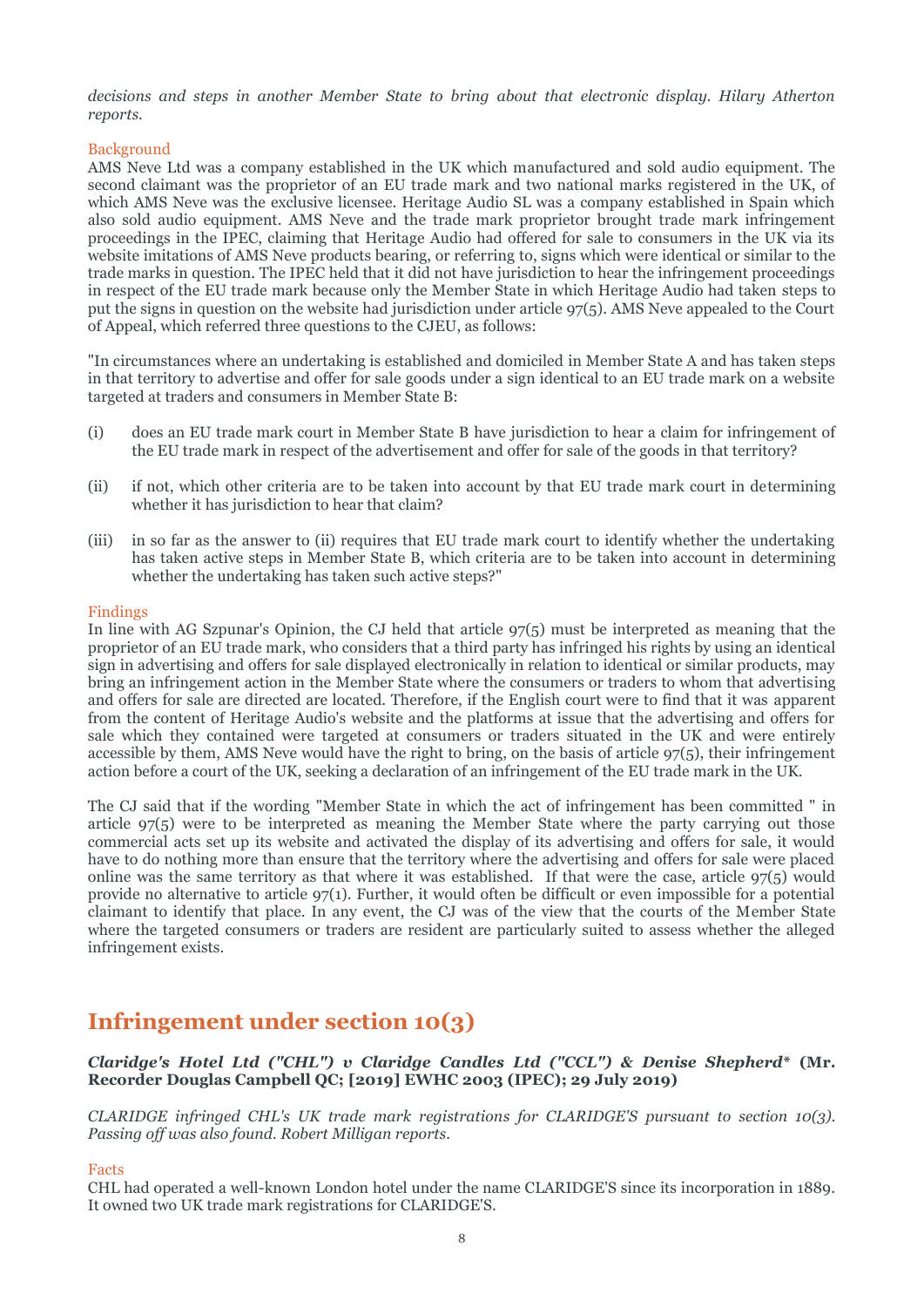*decisions and steps in another Member State to bring about that electronic display. Hilary Atherton reports.*

### Background

AMS Neve Ltd was a company established in the UK which manufactured and sold audio equipment. The second claimant was the proprietor of an EU trade mark and two national marks registered in the UK, of which AMS Neve was the exclusive licensee. Heritage Audio SL was a company established in Spain which also sold audio equipment. AMS Neve and the trade mark proprietor brought trade mark infringement proceedings in the IPEC, claiming that Heritage Audio had offered for sale to consumers in the UK via its website imitations of AMS Neve products bearing, or referring to, signs which were identical or similar to the trade marks in question. The IPEC held that it did not have jurisdiction to hear the infringement proceedings in respect of the EU trade mark because only the Member State in which Heritage Audio had taken steps to put the signs in question on the website had jurisdiction under article 97(5). AMS Neve appealed to the Court of Appeal, which referred three questions to the CJEU, as follows:

"In circumstances where an undertaking is established and domiciled in Member State A and has taken steps in that territory to advertise and offer for sale goods under a sign identical to an EU trade mark on a website targeted at traders and consumers in Member State B:

(i) does an EU trade mark court in Member State B have jurisdiction to hear a claim for infringement of the EU trade mark in respect of the advertisement and offer for sale of the goods in that territory?

(ii) if not, which other criteria are to be taken into account by that EU trade mark court in determining whether it has jurisdiction to hear that claim?

(iii) in so far as the answer to (ii) requires that EU trade mark court to identify whether the undertaking has taken active steps in Member State B, which criteria are to be taken into account in determining whether the undertaking has taken such active steps?"

### Findings

In line with AG Szpunar's Opinion, the CJ held that article 97(5) must be interpreted as meaning that the proprietor of an EU trade mark, who considers that a third party has infringed his rights by using an identical sign in advertising and offers for sale displayed electronically in relation to identical or similar products, may bring an infringement action in the Member State where the consumers or traders to whom that advertising and offers for sale are directed are located. Therefore, if the English court were to find that it was apparent from the content of Heritage Audio's website and the platforms at issue that the advertising and offers for sale which they contained were targeted at consumers or traders situated in the UK and were entirely accessible by them, AMS Neve would have the right to bring, on the basis of article 97(5), their infringement action before a court of the UK, seeking a declaration of an infringement of the EU trade mark in the UK.

The CJ said that if the wording "Member State in which the act of infringement has been committed " in article 97(5) were to be interpreted as meaning the Member State where the party carrying out those commercial acts set up its website and activated the display of its advertising and offers for sale, it would have to do nothing more than ensure that the territory where the advertising and offers for sale were placed online was the same territory as that where it was established. If that were the case, article 97(5) would provide no alternative to article 97(1). Further, it would often be difficult or even impossible for a potential claimant to identify that place. In any event, the CJ was of the view that the courts of the Member State where the targeted consumers or traders are resident are particularly suited to assess whether the alleged infringement exists.

## Infringement under section 10(3)

***Claridge's Hotel Ltd ("CHL") v Claridge Candles Ltd ("CCL") & Denise Shepherd*** **\* (Mr. Recorder Douglas Campbell QC; [2019] EWHC 2003 (IPEC); 29 July 2019)**

*CLARIDGE infringed CHL's UK trade mark registrations for CLARIDGE'S pursuant to section 10(3). Passing off was also found. Robert Milligan reports.*

### Facts

CHL had operated a well-known London hotel under the name CLARIDGE'S since its incorporation in 1889. It owned two UK trade mark registrations for CLARIDGE'S.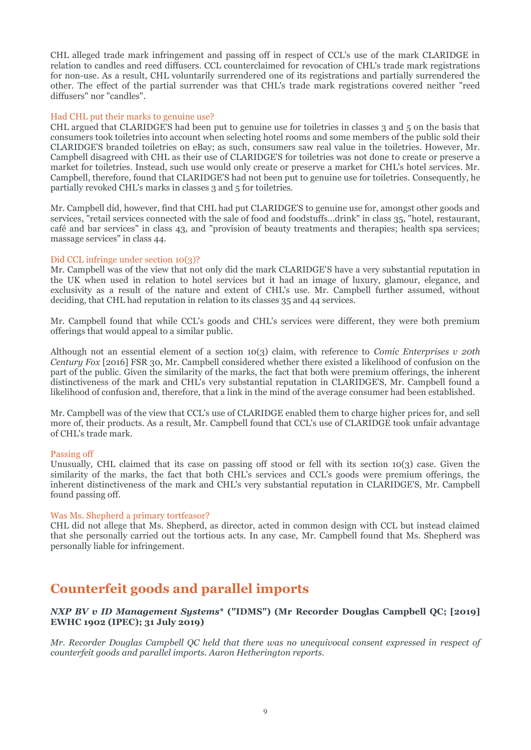CHL alleged trade mark infringement and passing off in respect of CCL's use of the mark CLARIDGE in relation to candles and reed diffusers. CCL counterclaimed for revocation of CHL's trade mark registrations for non-use. As a result, CHL voluntarily surrendered one of its registrations and partially surrendered the other. The effect of the partial surrender was that CHL's trade mark registrations covered neither "reed diffusers" nor "candles".

### Had CHL put their marks to genuine use?

CHL argued that CLARIDGE'S had been put to genuine use for toiletries in classes 3 and 5 on the basis that consumers took toiletries into account when selecting hotel rooms and some members of the public sold their CLARIDGE'S branded toiletries on eBay; as such, consumers saw real value in the toiletries. However, Mr. Campbell disagreed with CHL as their use of CLARIDGE'S for toiletries was not done to create or preserve a market for toiletries. Instead, such use would only create or preserve a market for CHL's hotel services. Mr. Campbell, therefore, found that CLARIDGE'S had not been put to genuine use for toiletries. Consequently, he partially revoked CHL's marks in classes 3 and 5 for toiletries.

Mr. Campbell did, however, find that CHL had put CLARIDGE'S to genuine use for, amongst other goods and services, "retail services connected with the sale of food and foodstuffs...drink" in class 35, "hotel, restaurant, café and bar services" in class 43, and "provision of beauty treatments and therapies; health spa services; massage services" in class 44.

### Did CCL infringe under section 10(3)?

Mr. Campbell was of the view that not only did the mark CLARIDGE'S have a very substantial reputation in the UK when used in relation to hotel services but it had an image of luxury, glamour, elegance, and exclusivity as a result of the nature and extent of CHL's use. Mr. Campbell further assumed, without deciding, that CHL had reputation in relation to its classes 35 and 44 services.

Mr. Campbell found that while CCL's goods and CHL's services were different, they were both premium offerings that would appeal to a similar public.

Although not an essential element of a section 10(3) claim, with reference to *Comic Enterprises v 20th Century Fox* [2016] FSR 30, Mr. Campbell considered whether there existed a likelihood of confusion on the part of the public. Given the similarity of the marks, the fact that both were premium offerings, the inherent distinctiveness of the mark and CHL's very substantial reputation in CLARIDGE'S, Mr. Campbell found a likelihood of confusion and, therefore, that a link in the mind of the average consumer had been established.

Mr. Campbell was of the view that CCL's use of CLARIDGE enabled them to charge higher prices for, and sell more of, their products. As a result, Mr. Campbell found that CCL's use of CLARIDGE took unfair advantage of CHL's trade mark.

### Passing off

Unusually, CHL claimed that its case on passing off stood or fell with its section 10(3) case. Given the similarity of the marks, the fact that both CHL's services and CCL's goods were premium offerings, the inherent distinctiveness of the mark and CHL's very substantial reputation in CLARIDGE'S, Mr. Campbell found passing off.

### Was Ms. Shepherd a primary tortfeasor?

CHL did not allege that Ms. Shepherd, as director, acted in common design with CCL but instead claimed that she personally carried out the tortious acts. In any case, Mr. Campbell found that Ms. Shepherd was personally liable for infringement.

## Counterfeit goods and parallel imports

***NXP BV v ID Management Systems*\* ("IDMS") (Mr Recorder Douglas Campbell QC; [2019] EWHC 1902 (IPEC); 31 July 2019)**

*Mr. Recorder Douglas Campbell QC held that there was no unequivocal consent expressed in respect of counterfeit goods and parallel imports. Aaron Hetherington reports.*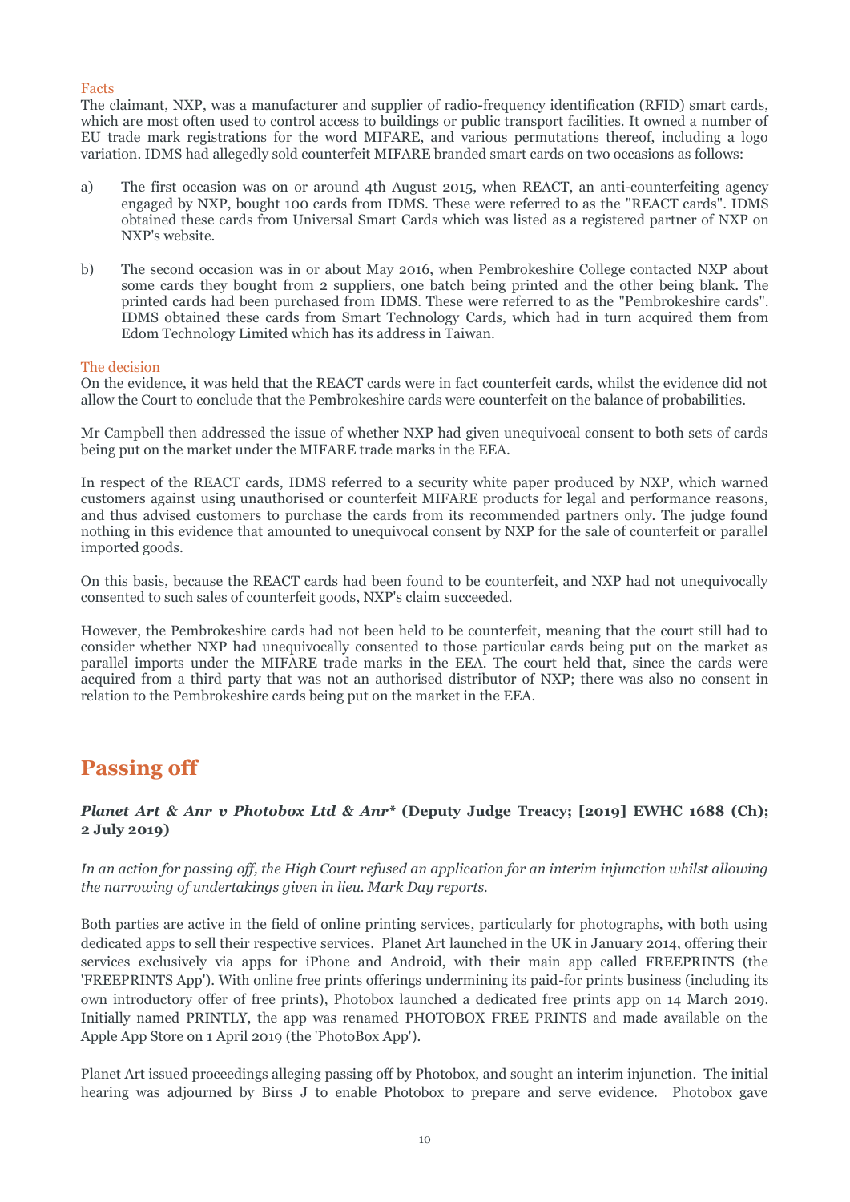### Facts

The claimant, NXP, was a manufacturer and supplier of radio-frequency identification (RFID) smart cards, which are most often used to control access to buildings or public transport facilities. It owned a number of EU trade mark registrations for the word MIFARE, and various permutations thereof, including a logo variation. IDMS had allegedly sold counterfeit MIFARE branded smart cards on two occasions as follows:

a) The first occasion was on or around 4th August 2015, when REACT, an anti-counterfeiting agency engaged by NXP, bought 100 cards from IDMS. These were referred to as the "REACT cards". IDMS obtained these cards from Universal Smart Cards which was listed as a registered partner of NXP on NXP's website.

b) The second occasion was in or about May 2016, when Pembrokeshire College contacted NXP about some cards they bought from 2 suppliers, one batch being printed and the other being blank. The printed cards had been purchased from IDMS. These were referred to as the "Pembrokeshire cards". IDMS obtained these cards from Smart Technology Cards, which had in turn acquired them from Edom Technology Limited which has its address in Taiwan.

### The decision

On the evidence, it was held that the REACT cards were in fact counterfeit cards, whilst the evidence did not allow the Court to conclude that the Pembrokeshire cards were counterfeit on the balance of probabilities.

Mr Campbell then addressed the issue of whether NXP had given unequivocal consent to both sets of cards being put on the market under the MIFARE trade marks in the EEA.

In respect of the REACT cards, IDMS referred to a security white paper produced by NXP, which warned customers against using unauthorised or counterfeit MIFARE products for legal and performance reasons, and thus advised customers to purchase the cards from its recommended partners only. The judge found nothing in this evidence that amounted to unequivocal consent by NXP for the sale of counterfeit or parallel imported goods.

On this basis, because the REACT cards had been found to be counterfeit, and NXP had not unequivocally consented to such sales of counterfeit goods, NXP's claim succeeded.

However, the Pembrokeshire cards had not been held to be counterfeit, meaning that the court still had to consider whether NXP had unequivocally consented to those particular cards being put on the market as parallel imports under the MIFARE trade marks in the EEA. The court held that, since the cards were acquired from a third party that was not an authorised distributor of NXP; there was also no consent in relation to the Pembrokeshire cards being put on the market in the EEA.

## Passing off

***Planet Art & Anr v Photobox Ltd & Anr*\* (Deputy Judge Treacy; [2019] EWHC 1688 (Ch); 2 July 2019)**

*In an action for passing off, the High Court refused an application for an interim injunction whilst allowing the narrowing of undertakings given in lieu. Mark Day reports.*

Both parties are active in the field of online printing services, particularly for photographs, with both using dedicated apps to sell their respective services. Planet Art launched in the UK in January 2014, offering their services exclusively via apps for iPhone and Android, with their main app called FREEPRINTS (the 'FREEPRINTS App'). With online free prints offerings undermining its paid-for prints business (including its own introductory offer of free prints), Photobox launched a dedicated free prints app on 14 March 2019. Initially named PRINTLY, the app was renamed PHOTOBOX FREE PRINTS and made available on the Apple App Store on 1 April 2019 (the 'PhotoBox App').

Planet Art issued proceedings alleging passing off by Photobox, and sought an interim injunction. The initial hearing was adjourned by Birss J to enable Photobox to prepare and serve evidence. Photobox gave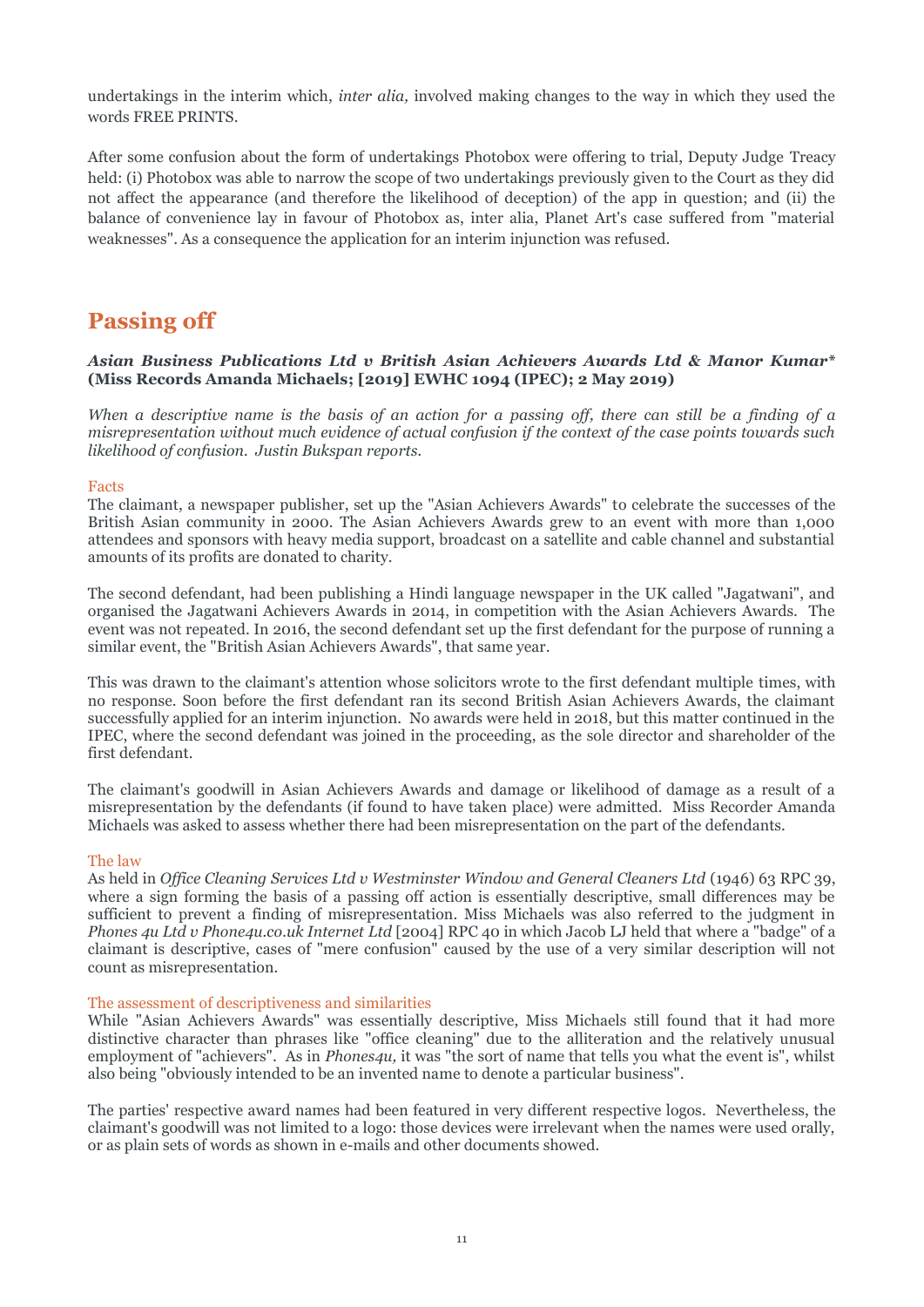undertakings in the interim which, *inter alia,* involved making changes to the way in which they used the words FREE PRINTS.

After some confusion about the form of undertakings Photobox were offering to trial, Deputy Judge Treacy held: (i) Photobox was able to narrow the scope of two undertakings previously given to the Court as they did not affect the appearance (and therefore the likelihood of deception) of the app in question; and (ii) the balance of convenience lay in favour of Photobox as, inter alia, Planet Art's case suffered from "material weaknesses". As a consequence the application for an interim injunction was refused.

## Passing off

***Asian Business Publications Ltd v British Asian Achievers Awards Ltd & Manor Kumar\**** **(Miss Records Amanda Michaels; [2019] EWHC 1094 (IPEC); 2 May 2019)**

*When a descriptive name is the basis of an action for a passing off, there can still be a finding of a misrepresentation without much evidence of actual confusion if the context of the case points towards such likelihood of confusion. Justin Bukspan reports.*

### Facts

The claimant, a newspaper publisher, set up the "Asian Achievers Awards" to celebrate the successes of the British Asian community in 2000. The Asian Achievers Awards grew to an event with more than 1,000 attendees and sponsors with heavy media support, broadcast on a satellite and cable channel and substantial amounts of its profits are donated to charity.

The second defendant, had been publishing a Hindi language newspaper in the UK called "Jagatwani", and organised the Jagatwani Achievers Awards in 2014, in competition with the Asian Achievers Awards. The event was not repeated. In 2016, the second defendant set up the first defendant for the purpose of running a similar event, the "British Asian Achievers Awards", that same year.

This was drawn to the claimant's attention whose solicitors wrote to the first defendant multiple times, with no response. Soon before the first defendant ran its second British Asian Achievers Awards, the claimant successfully applied for an interim injunction. No awards were held in 2018, but this matter continued in the IPEC, where the second defendant was joined in the proceeding, as the sole director and shareholder of the first defendant.

The claimant's goodwill in Asian Achievers Awards and damage or likelihood of damage as a result of a misrepresentation by the defendants (if found to have taken place) were admitted. Miss Recorder Amanda Michaels was asked to assess whether there had been misrepresentation on the part of the defendants.

### The law

As held in *Office Cleaning Services Ltd v Westminster Window and General Cleaners Ltd* (1946) 63 RPC 39, where a sign forming the basis of a passing off action is essentially descriptive, small differences may be sufficient to prevent a finding of misrepresentation. Miss Michaels was also referred to the judgment in *Phones 4u Ltd v Phone4u.co.uk Internet Ltd* [2004] RPC 40 in which Jacob LJ held that where a "badge" of a claimant is descriptive, cases of "mere confusion" caused by the use of a very similar description will not count as misrepresentation.

### The assessment of descriptiveness and similarities

While "Asian Achievers Awards" was essentially descriptive, Miss Michaels still found that it had more distinctive character than phrases like "office cleaning" due to the alliteration and the relatively unusual employment of "achievers". As in *Phones4u,* it was "the sort of name that tells you what the event is", whilst also being "obviously intended to be an invented name to denote a particular business".

The parties' respective award names had been featured in very different respective logos. Nevertheless, the claimant's goodwill was not limited to a logo: those devices were irrelevant when the names were used orally, or as plain sets of words as shown in e-mails and other documents showed.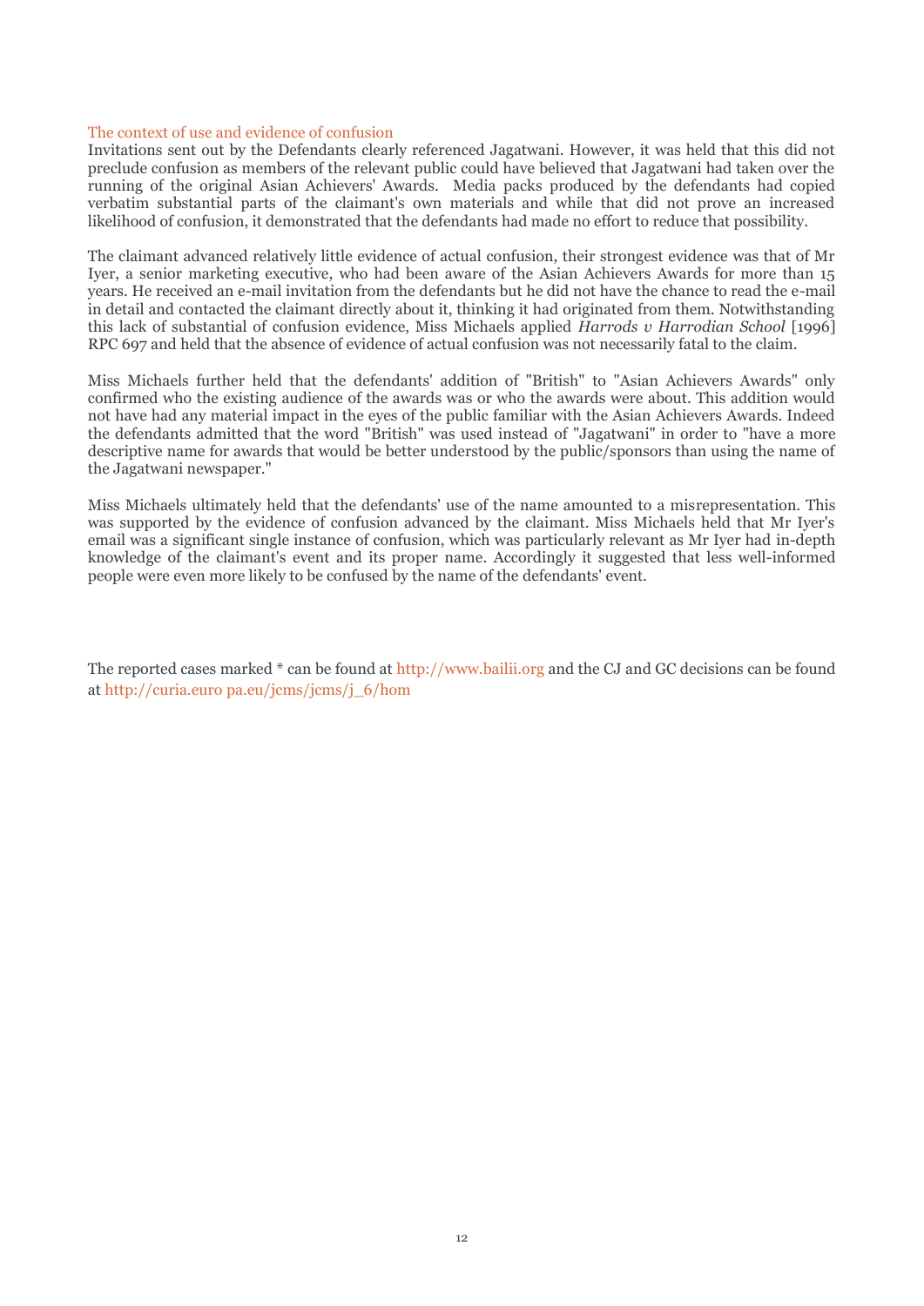### The context of use and evidence of confusion

Invitations sent out by the Defendants clearly referenced Jagatwani. However, it was held that this did not preclude confusion as members of the relevant public could have believed that Jagatwani had taken over the running of the original Asian Achievers' Awards. Media packs produced by the defendants had copied verbatim substantial parts of the claimant's own materials and while that did not prove an increased likelihood of confusion, it demonstrated that the defendants had made no effort to reduce that possibility.

The claimant advanced relatively little evidence of actual confusion, their strongest evidence was that of Mr Iyer, a senior marketing executive, who had been aware of the Asian Achievers Awards for more than 15 years. He received an e-mail invitation from the defendants but he did not have the chance to read the e-mail in detail and contacted the claimant directly about it, thinking it had originated from them. Notwithstanding this lack of substantial of confusion evidence, Miss Michaels applied *Harrods v Harrodian School* [1996] RPC 697 and held that the absence of evidence of actual confusion was not necessarily fatal to the claim.

Miss Michaels further held that the defendants' addition of "British" to "Asian Achievers Awards" only confirmed who the existing audience of the awards was or who the awards were about. This addition would not have had any material impact in the eyes of the public familiar with the Asian Achievers Awards. Indeed the defendants admitted that the word "British" was used instead of "Jagatwani" in order to "have a more descriptive name for awards that would be better understood by the public/sponsors than using the name of the Jagatwani newspaper."

Miss Michaels ultimately held that the defendants' use of the name amounted to a misrepresentation. This was supported by the evidence of confusion advanced by the claimant. Miss Michaels held that Mr Iyer's email was a significant single instance of confusion, which was particularly relevant as Mr Iyer had in-depth knowledge of the claimant's event and its proper name. Accordingly it suggested that less well-informed people were even more likely to be confused by the name of the defendants' event.

The reported cases marked * can be found at http://www.bailii.org and the CJ and GC decisions can be found at http://curia.euro pa.eu/jcms/jcms/j_6/hom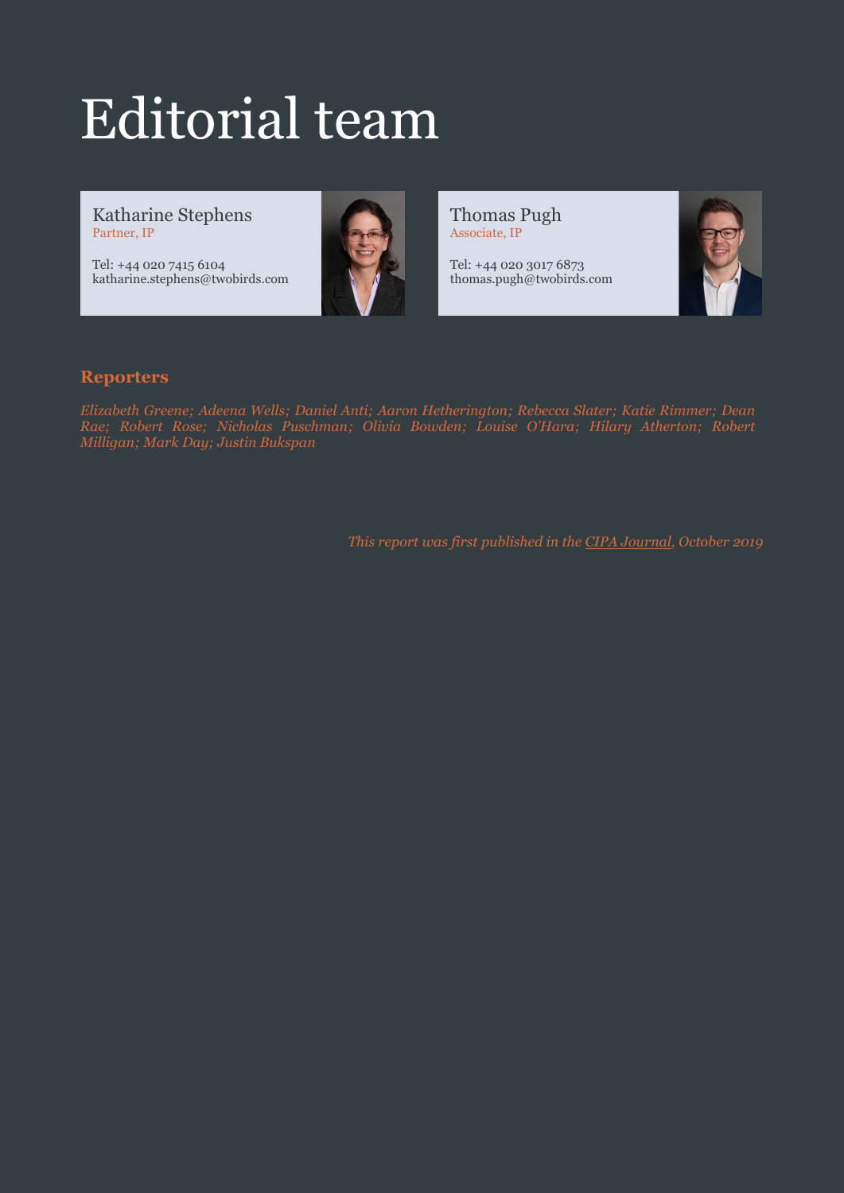# Editorial team

Katharine Stephens
Partner, IP

Tel: +44 020 7415 6104
katharine.stephens@twobirds.com

Thomas Pugh
Associate, IP

Tel: +44 020 3017 6873
thomas.pugh@twobirds.com

## Reporters

*Elizabeth Greene; Adeena Wells; Daniel Anti; Aaron Hetherington; Rebecca Slater; Katie Rimmer; Dean Rae; Robert Rose; Nicholas Puschman; Olivia Bowden; Louise O'Hara; Hilary Atherton; Robert Milligan; Mark Day; Justin Bukspan*

*This report was first published in the CIPA Journal, October 2019*